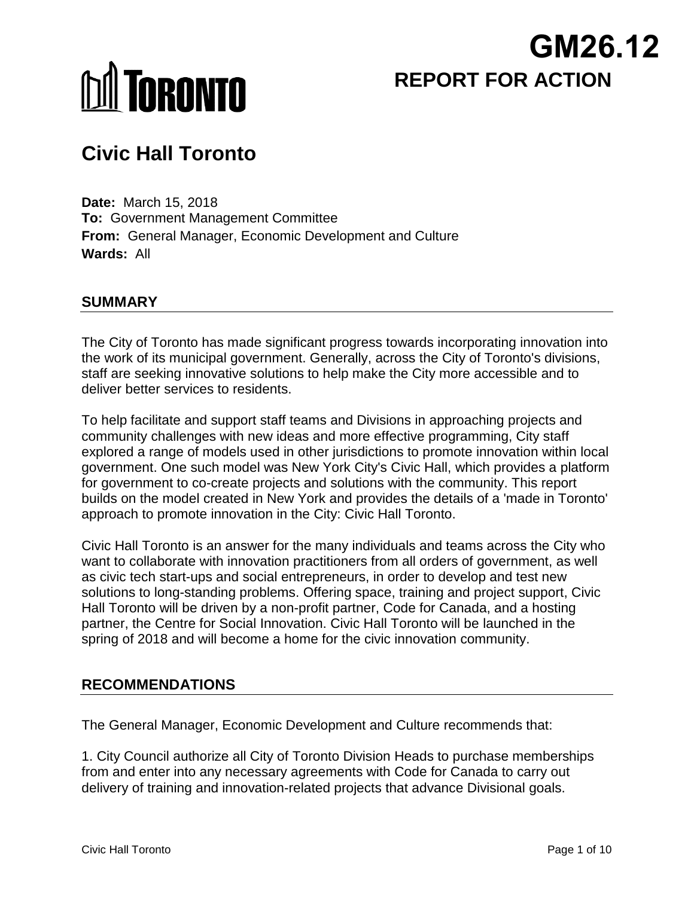# GM26.12

## REPORT FOR ACTION

# Civic Hall Toronto

**Date:** March 15, 2018
**To:** Government Management Committee
**From:** General Manager, Economic Development and Culture
**Wards:** All

## SUMMARY

The City of Toronto has made significant progress towards incorporating innovation into the work of its municipal government. Generally, across the City of Toronto's divisions, staff are seeking innovative solutions to help make the City more accessible and to deliver better services to residents.

To help facilitate and support staff teams and Divisions in approaching projects and community challenges with new ideas and more effective programming, City staff explored a range of models used in other jurisdictions to promote innovation within local government. One such model was New York City's Civic Hall, which provides a platform for government to co-create projects and solutions with the community. This report builds on the model created in New York and provides the details of a 'made in Toronto' approach to promote innovation in the City: Civic Hall Toronto.

Civic Hall Toronto is an answer for the many individuals and teams across the City who want to collaborate with innovation practitioners from all orders of government, as well as civic tech start-ups and social entrepreneurs, in order to develop and test new solutions to long-standing problems. Offering space, training and project support, Civic Hall Toronto will be driven by a non-profit partner, Code for Canada, and a hosting partner, the Centre for Social Innovation. Civic Hall Toronto will be launched in the spring of 2018 and will become a home for the civic innovation community.

## RECOMMENDATIONS

The General Manager, Economic Development and Culture recommends that:

1. City Council authorize all City of Toronto Division Heads to purchase memberships from and enter into any necessary agreements with Code for Canada to carry out delivery of training and innovation-related projects that advance Divisional goals.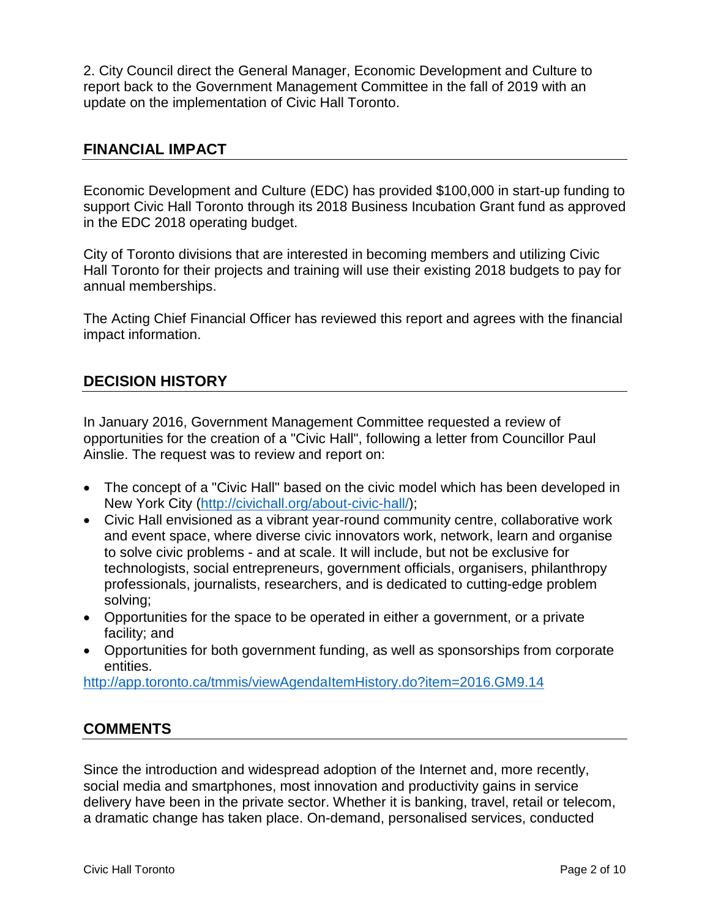2. City Council direct the General Manager, Economic Development and Culture to report back to the Government Management Committee in the fall of 2019 with an update on the implementation of Civic Hall Toronto.

## FINANCIAL IMPACT

Economic Development and Culture (EDC) has provided $100,000 in start-up funding to support Civic Hall Toronto through its 2018 Business Incubation Grant fund as approved in the EDC 2018 operating budget.

City of Toronto divisions that are interested in becoming members and utilizing Civic Hall Toronto for their projects and training will use their existing 2018 budgets to pay for annual memberships.

The Acting Chief Financial Officer has reviewed this report and agrees with the financial impact information.

## DECISION HISTORY

In January 2016, Government Management Committee requested a review of opportunities for the creation of a "Civic Hall", following a letter from Councillor Paul Ainslie. The request was to review and report on:

- The concept of a "Civic Hall" based on the civic model which has been developed in New York City (http://civichall.org/about-civic-hall/);
- Civic Hall envisioned as a vibrant year-round community centre, collaborative work and event space, where diverse civic innovators work, network, learn and organise to solve civic problems - and at scale. It will include, but not be exclusive for technologists, social entrepreneurs, government officials, organisers, philanthropy professionals, journalists, researchers, and is dedicated to cutting-edge problem solving;
- Opportunities for the space to be operated in either a government, or a private facility; and
- Opportunities for both government funding, as well as sponsorships from corporate entities.

http://app.toronto.ca/tmmis/viewAgendaItemHistory.do?item=2016.GM9.14

## COMMENTS

Since the introduction and widespread adoption of the Internet and, more recently, social media and smartphones, most innovation and productivity gains in service delivery have been in the private sector. Whether it is banking, travel, retail or telecom, a dramatic change has taken place. On-demand, personalised services, conducted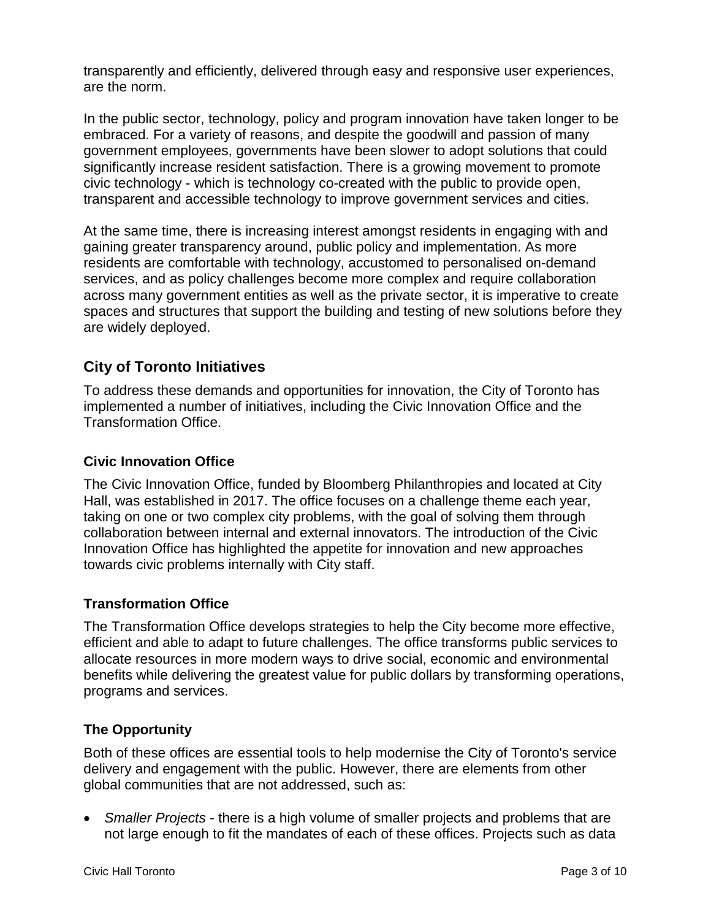transparently and efficiently, delivered through easy and responsive user experiences, are the norm.

In the public sector, technology, policy and program innovation have taken longer to be embraced. For a variety of reasons, and despite the goodwill and passion of many government employees, governments have been slower to adopt solutions that could significantly increase resident satisfaction. There is a growing movement to promote civic technology - which is technology co-created with the public to provide open, transparent and accessible technology to improve government services and cities.

At the same time, there is increasing interest amongst residents in engaging with and gaining greater transparency around, public policy and implementation. As more residents are comfortable with technology, accustomed to personalised on-demand services, and as policy challenges become more complex and require collaboration across many government entities as well as the private sector, it is imperative to create spaces and structures that support the building and testing of new solutions before they are widely deployed.

## City of Toronto Initiatives

To address these demands and opportunities for innovation, the City of Toronto has implemented a number of initiatives, including the Civic Innovation Office and the Transformation Office.

### Civic Innovation Office

The Civic Innovation Office, funded by Bloomberg Philanthropies and located at City Hall, was established in 2017. The office focuses on a challenge theme each year, taking on one or two complex city problems, with the goal of solving them through collaboration between internal and external innovators. The introduction of the Civic Innovation Office has highlighted the appetite for innovation and new approaches towards civic problems internally with City staff.

### Transformation Office

The Transformation Office develops strategies to help the City become more effective, efficient and able to adapt to future challenges. The office transforms public services to allocate resources in more modern ways to drive social, economic and environmental benefits while delivering the greatest value for public dollars by transforming operations, programs and services.

### The Opportunity

Both of these offices are essential tools to help modernise the City of Toronto's service delivery and engagement with the public. However, there are elements from other global communities that are not addressed, such as:

- *Smaller Projects* - there is a high volume of smaller projects and problems that are not large enough to fit the mandates of each of these offices. Projects such as data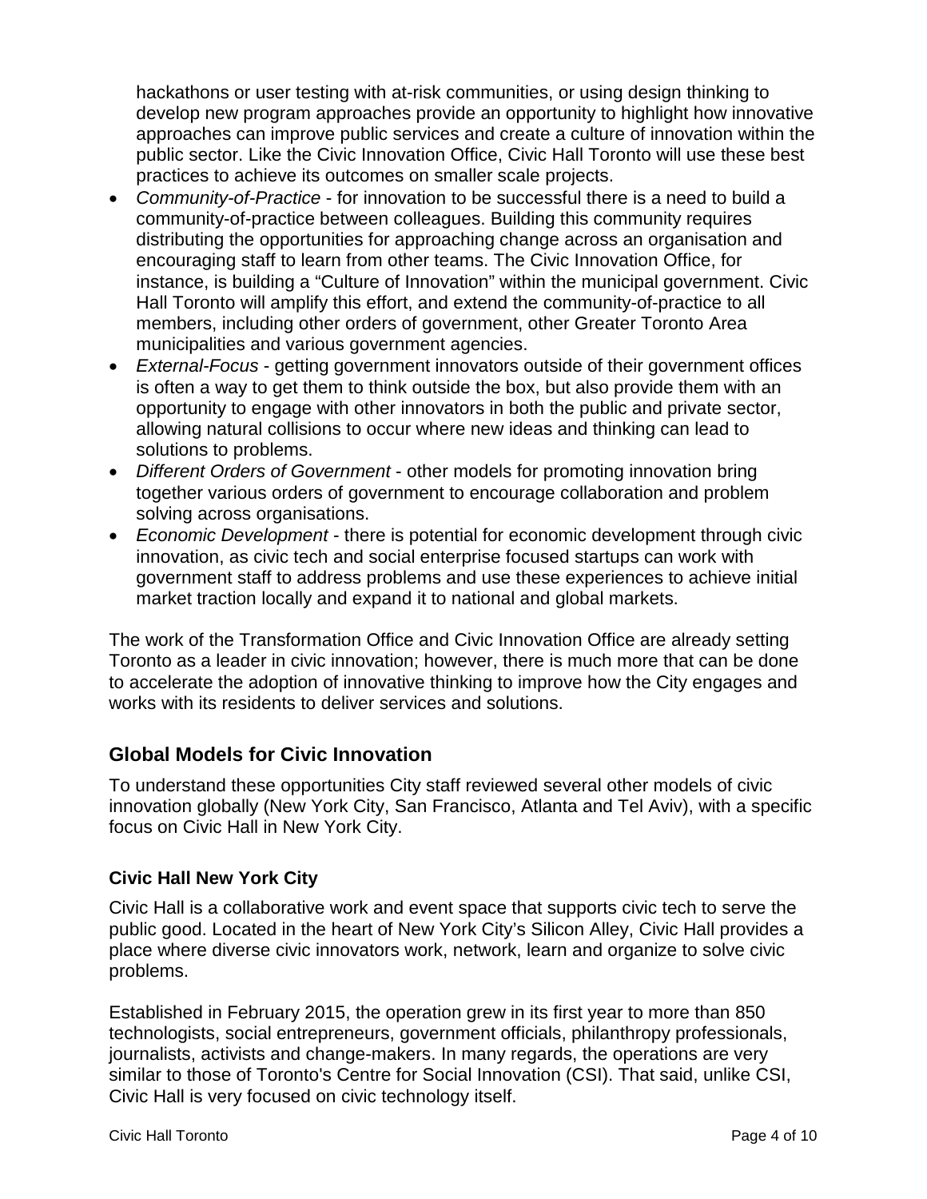hackathons or user testing with at-risk communities, or using design thinking to develop new program approaches provide an opportunity to highlight how innovative approaches can improve public services and create a culture of innovation within the public sector. Like the Civic Innovation Office, Civic Hall Toronto will use these best practices to achieve its outcomes on smaller scale projects.

- *Community-of-Practice* - for innovation to be successful there is a need to build a community-of-practice between colleagues. Building this community requires distributing the opportunities for approaching change across an organisation and encouraging staff to learn from other teams. The Civic Innovation Office, for instance, is building a "Culture of Innovation" within the municipal government. Civic Hall Toronto will amplify this effort, and extend the community-of-practice to all members, including other orders of government, other Greater Toronto Area municipalities and various government agencies.
- *External-Focus* - getting government innovators outside of their government offices is often a way to get them to think outside the box, but also provide them with an opportunity to engage with other innovators in both the public and private sector, allowing natural collisions to occur where new ideas and thinking can lead to solutions to problems.
- *Different Orders of Government* - other models for promoting innovation bring together various orders of government to encourage collaboration and problem solving across organisations.
- *Economic Development* - there is potential for economic development through civic innovation, as civic tech and social enterprise focused startups can work with government staff to address problems and use these experiences to achieve initial market traction locally and expand it to national and global markets.

The work of the Transformation Office and Civic Innovation Office are already setting Toronto as a leader in civic innovation; however, there is much more that can be done to accelerate the adoption of innovative thinking to improve how the City engages and works with its residents to deliver services and solutions.

## Global Models for Civic Innovation

To understand these opportunities City staff reviewed several other models of civic innovation globally (New York City, San Francisco, Atlanta and Tel Aviv), with a specific focus on Civic Hall in New York City.

### Civic Hall New York City

Civic Hall is a collaborative work and event space that supports civic tech to serve the public good. Located in the heart of New York City's Silicon Alley, Civic Hall provides a place where diverse civic innovators work, network, learn and organize to solve civic problems.

Established in February 2015, the operation grew in its first year to more than 850 technologists, social entrepreneurs, government officials, philanthropy professionals, journalists, activists and change-makers. In many regards, the operations are very similar to those of Toronto's Centre for Social Innovation (CSI). That said, unlike CSI, Civic Hall is very focused on civic technology itself.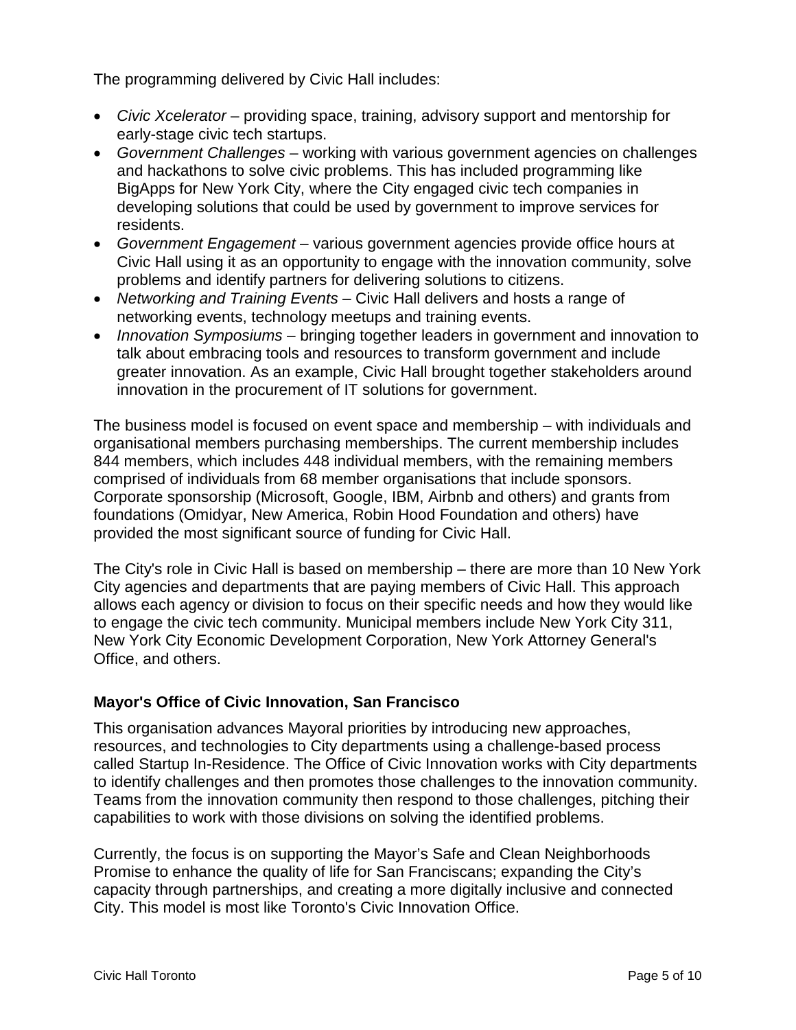The programming delivered by Civic Hall includes:

- *Civic Xcelerator* – providing space, training, advisory support and mentorship for early-stage civic tech startups.
- *Government Challenges* – working with various government agencies on challenges and hackathons to solve civic problems. This has included programming like BigApps for New York City, where the City engaged civic tech companies in developing solutions that could be used by government to improve services for residents.
- *Government Engagement* – various government agencies provide office hours at Civic Hall using it as an opportunity to engage with the innovation community, solve problems and identify partners for delivering solutions to citizens.
- *Networking and Training Events* – Civic Hall delivers and hosts a range of networking events, technology meetups and training events.
- *Innovation Symposiums* – bringing together leaders in government and innovation to talk about embracing tools and resources to transform government and include greater innovation. As an example, Civic Hall brought together stakeholders around innovation in the procurement of IT solutions for government.

The business model is focused on event space and membership – with individuals and organisational members purchasing memberships. The current membership includes 844 members, which includes 448 individual members, with the remaining members comprised of individuals from 68 member organisations that include sponsors. Corporate sponsorship (Microsoft, Google, IBM, Airbnb and others) and grants from foundations (Omidyar, New America, Robin Hood Foundation and others) have provided the most significant source of funding for Civic Hall.

The City's role in Civic Hall is based on membership – there are more than 10 New York City agencies and departments that are paying members of Civic Hall. This approach allows each agency or division to focus on their specific needs and how they would like to engage the civic tech community. Municipal members include New York City 311, New York City Economic Development Corporation, New York Attorney General's Office, and others.

### Mayor's Office of Civic Innovation, San Francisco

This organisation advances Mayoral priorities by introducing new approaches, resources, and technologies to City departments using a challenge-based process called Startup In-Residence. The Office of Civic Innovation works with City departments to identify challenges and then promotes those challenges to the innovation community. Teams from the innovation community then respond to those challenges, pitching their capabilities to work with those divisions on solving the identified problems.

Currently, the focus is on supporting the Mayor's Safe and Clean Neighborhoods Promise to enhance the quality of life for San Franciscans; expanding the City's capacity through partnerships, and creating a more digitally inclusive and connected City. This model is most like Toronto's Civic Innovation Office.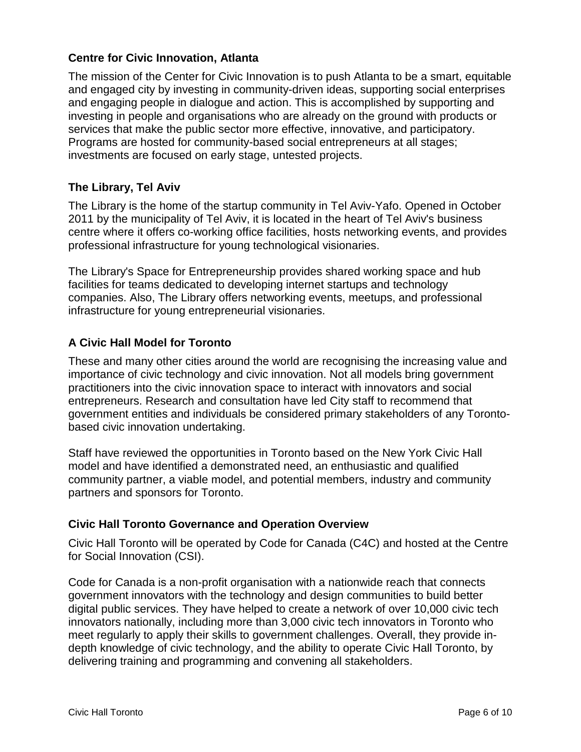### Centre for Civic Innovation, Atlanta

The mission of the Center for Civic Innovation is to push Atlanta to be a smart, equitable and engaged city by investing in community-driven ideas, supporting social enterprises and engaging people in dialogue and action. This is accomplished by supporting and investing in people and organisations who are already on the ground with products or services that make the public sector more effective, innovative, and participatory. Programs are hosted for community-based social entrepreneurs at all stages; investments are focused on early stage, untested projects.

### The Library, Tel Aviv

The Library is the home of the startup community in Tel Aviv-Yafo. Opened in October 2011 by the municipality of Tel Aviv, it is located in the heart of Tel Aviv's business centre where it offers co-working office facilities, hosts networking events, and provides professional infrastructure for young technological visionaries.

The Library's Space for Entrepreneurship provides shared working space and hub facilities for teams dedicated to developing internet startups and technology companies. Also, The Library offers networking events, meetups, and professional infrastructure for young entrepreneurial visionaries.

### A Civic Hall Model for Toronto

These and many other cities around the world are recognising the increasing value and importance of civic technology and civic innovation. Not all models bring government practitioners into the civic innovation space to interact with innovators and social entrepreneurs. Research and consultation have led City staff to recommend that government entities and individuals be considered primary stakeholders of any Toronto-based civic innovation undertaking.

Staff have reviewed the opportunities in Toronto based on the New York Civic Hall model and have identified a demonstrated need, an enthusiastic and qualified community partner, a viable model, and potential members, industry and community partners and sponsors for Toronto.

### Civic Hall Toronto Governance and Operation Overview

Civic Hall Toronto will be operated by Code for Canada (C4C) and hosted at the Centre for Social Innovation (CSI).

Code for Canada is a non-profit organisation with a nationwide reach that connects government innovators with the technology and design communities to build better digital public services. They have helped to create a network of over 10,000 civic tech innovators nationally, including more than 3,000 civic tech innovators in Toronto who meet regularly to apply their skills to government challenges. Overall, they provide in-depth knowledge of civic technology, and the ability to operate Civic Hall Toronto, by delivering training and programming and convening all stakeholders.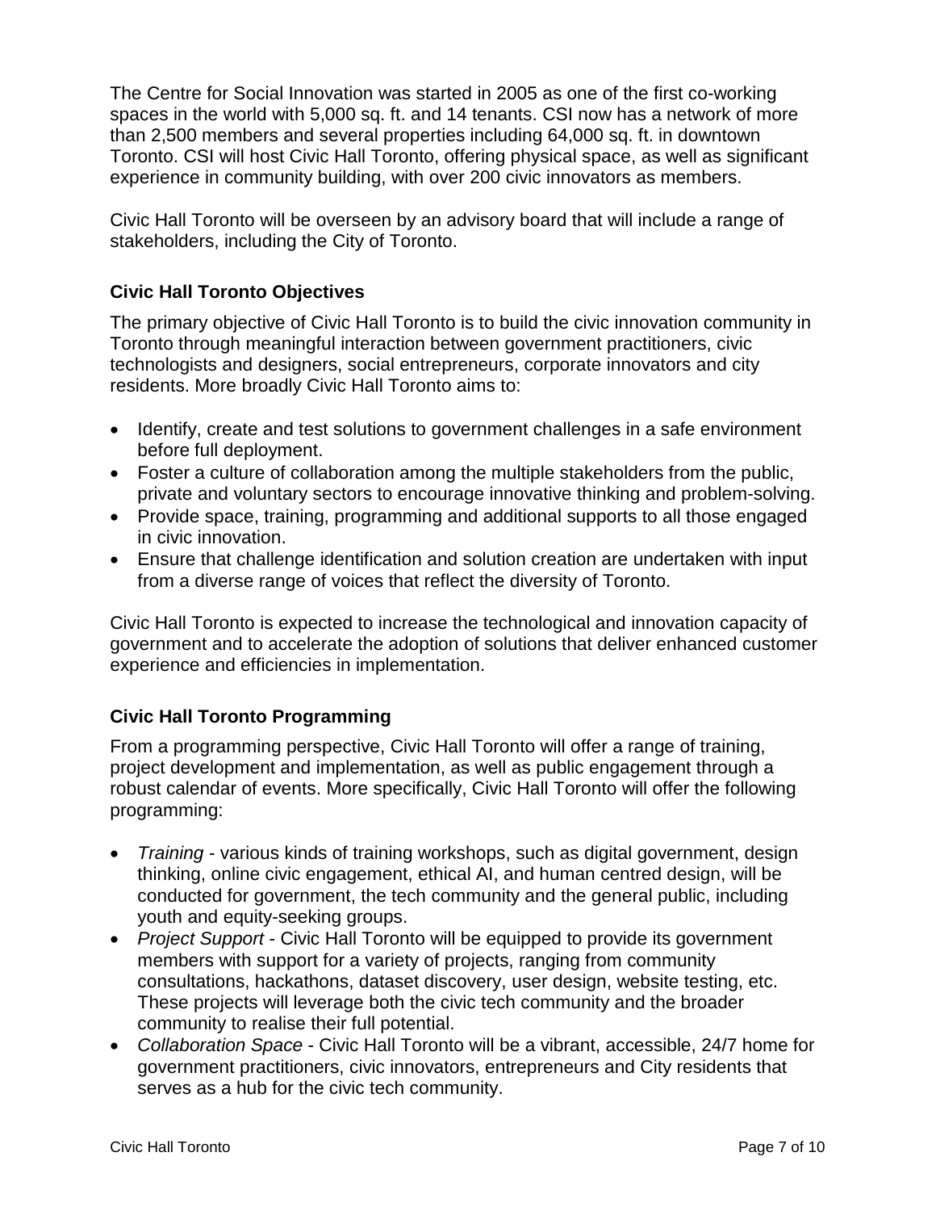The Centre for Social Innovation was started in 2005 as one of the first co-working spaces in the world with 5,000 sq. ft. and 14 tenants. CSI now has a network of more than 2,500 members and several properties including 64,000 sq. ft. in downtown Toronto. CSI will host Civic Hall Toronto, offering physical space, as well as significant experience in community building, with over 200 civic innovators as members.

Civic Hall Toronto will be overseen by an advisory board that will include a range of stakeholders, including the City of Toronto.

### Civic Hall Toronto Objectives

The primary objective of Civic Hall Toronto is to build the civic innovation community in Toronto through meaningful interaction between government practitioners, civic technologists and designers, social entrepreneurs, corporate innovators and city residents. More broadly Civic Hall Toronto aims to:

- Identify, create and test solutions to government challenges in a safe environment before full deployment.
- Foster a culture of collaboration among the multiple stakeholders from the public, private and voluntary sectors to encourage innovative thinking and problem-solving.
- Provide space, training, programming and additional supports to all those engaged in civic innovation.
- Ensure that challenge identification and solution creation are undertaken with input from a diverse range of voices that reflect the diversity of Toronto.

Civic Hall Toronto is expected to increase the technological and innovation capacity of government and to accelerate the adoption of solutions that deliver enhanced customer experience and efficiencies in implementation.

### Civic Hall Toronto Programming

From a programming perspective, Civic Hall Toronto will offer a range of training, project development and implementation, as well as public engagement through a robust calendar of events. More specifically, Civic Hall Toronto will offer the following programming:

- *Training* - various kinds of training workshops, such as digital government, design thinking, online civic engagement, ethical AI, and human centred design, will be conducted for government, the tech community and the general public, including youth and equity-seeking groups.
- *Project Support* - Civic Hall Toronto will be equipped to provide its government members with support for a variety of projects, ranging from community consultations, hackathons, dataset discovery, user design, website testing, etc. These projects will leverage both the civic tech community and the broader community to realise their full potential.
- *Collaboration Space* - Civic Hall Toronto will be a vibrant, accessible, 24/7 home for government practitioners, civic innovators, entrepreneurs and City residents that serves as a hub for the civic tech community.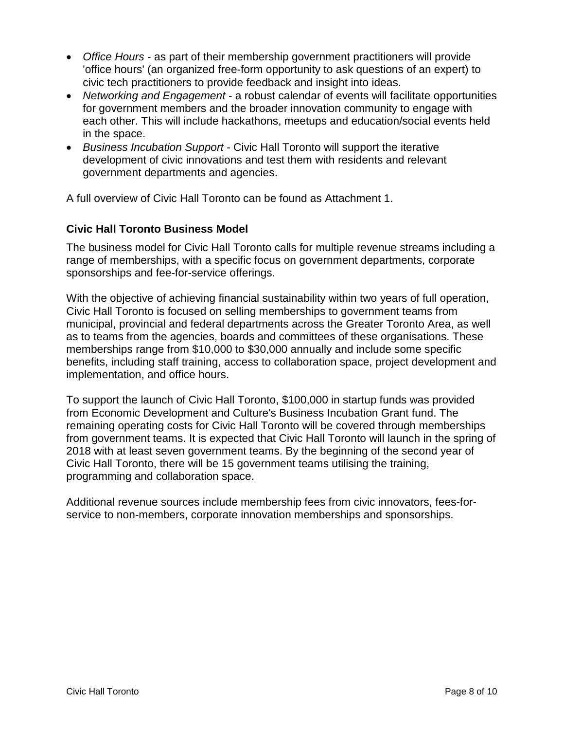- *Office Hours* - as part of their membership government practitioners will provide 'office hours' (an organized free-form opportunity to ask questions of an expert) to civic tech practitioners to provide feedback and insight into ideas.
- *Networking and Engagement* - a robust calendar of events will facilitate opportunities for government members and the broader innovation community to engage with each other. This will include hackathons, meetups and education/social events held in the space.
- *Business Incubation Support* - Civic Hall Toronto will support the iterative development of civic innovations and test them with residents and relevant government departments and agencies.

A full overview of Civic Hall Toronto can be found as Attachment 1.

**Civic Hall Toronto Business Model**

The business model for Civic Hall Toronto calls for multiple revenue streams including a range of memberships, with a specific focus on government departments, corporate sponsorships and fee-for-service offerings.

With the objective of achieving financial sustainability within two years of full operation, Civic Hall Toronto is focused on selling memberships to government teams from municipal, provincial and federal departments across the Greater Toronto Area, as well as to teams from the agencies, boards and committees of these organisations. These memberships range from $10,000 to $30,000 annually and include some specific benefits, including staff training, access to collaboration space, project development and implementation, and office hours.

To support the launch of Civic Hall Toronto, $100,000 in startup funds was provided from Economic Development and Culture's Business Incubation Grant fund. The remaining operating costs for Civic Hall Toronto will be covered through memberships from government teams. It is expected that Civic Hall Toronto will launch in the spring of 2018 with at least seven government teams. By the beginning of the second year of Civic Hall Toronto, there will be 15 government teams utilising the training, programming and collaboration space.

Additional revenue sources include membership fees from civic innovators, fees-for-service to non-members, corporate innovation memberships and sponsorships.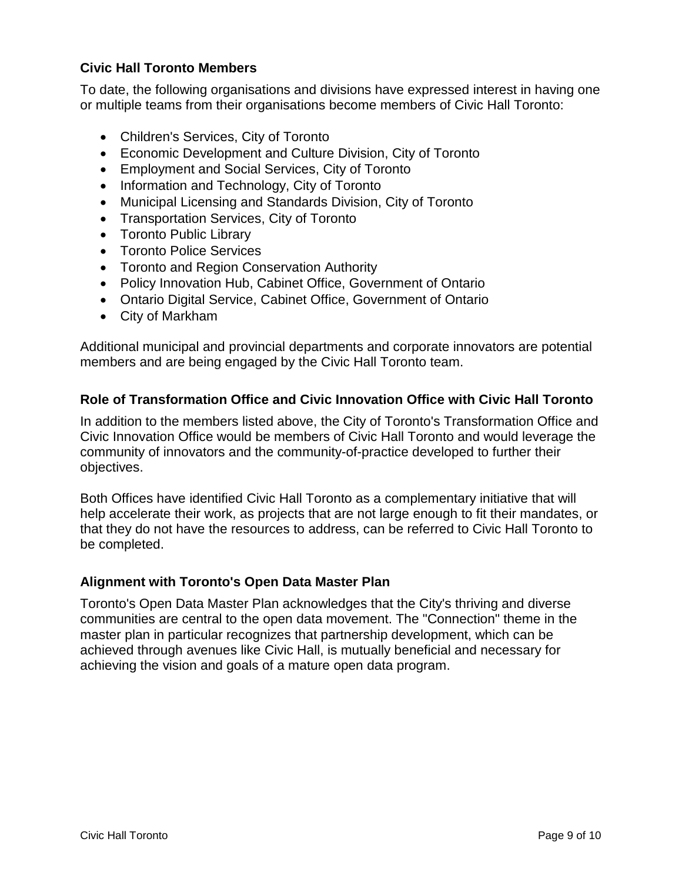### Civic Hall Toronto Members

To date, the following organisations and divisions have expressed interest in having one or multiple teams from their organisations become members of Civic Hall Toronto:

- Children's Services, City of Toronto
- Economic Development and Culture Division, City of Toronto
- Employment and Social Services, City of Toronto
- Information and Technology, City of Toronto
- Municipal Licensing and Standards Division, City of Toronto
- Transportation Services, City of Toronto
- Toronto Public Library
- Toronto Police Services
- Toronto and Region Conservation Authority
- Policy Innovation Hub, Cabinet Office, Government of Ontario
- Ontario Digital Service, Cabinet Office, Government of Ontario
- City of Markham

Additional municipal and provincial departments and corporate innovators are potential members and are being engaged by the Civic Hall Toronto team.

### Role of Transformation Office and Civic Innovation Office with Civic Hall Toronto

In addition to the members listed above, the City of Toronto's Transformation Office and Civic Innovation Office would be members of Civic Hall Toronto and would leverage the community of innovators and the community-of-practice developed to further their objectives.

Both Offices have identified Civic Hall Toronto as a complementary initiative that will help accelerate their work, as projects that are not large enough to fit their mandates, or that they do not have the resources to address, can be referred to Civic Hall Toronto to be completed.

### Alignment with Toronto's Open Data Master Plan

Toronto's Open Data Master Plan acknowledges that the City's thriving and diverse communities are central to the open data movement. The "Connection" theme in the master plan in particular recognizes that partnership development, which can be achieved through avenues like Civic Hall, is mutually beneficial and necessary for achieving the vision and goals of a mature open data program.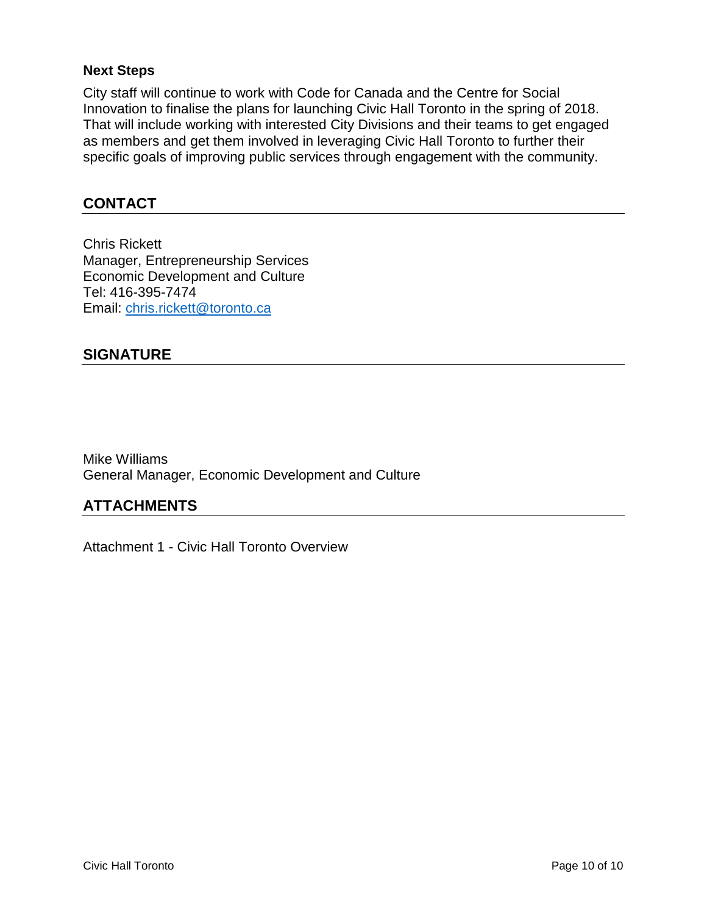### Next Steps

City staff will continue to work with Code for Canada and the Centre for Social Innovation to finalise the plans for launching Civic Hall Toronto in the spring of 2018. That will include working with interested City Divisions and their teams to get engaged as members and get them involved in leveraging Civic Hall Toronto to further their specific goals of improving public services through engagement with the community.

## CONTACT

Chris Rickett
Manager, Entrepreneurship Services
Economic Development and Culture
Tel: 416-395-7474
Email: chris.rickett@toronto.ca

## SIGNATURE

Mike Williams
General Manager, Economic Development and Culture

## ATTACHMENTS

Attachment 1 - Civic Hall Toronto Overview